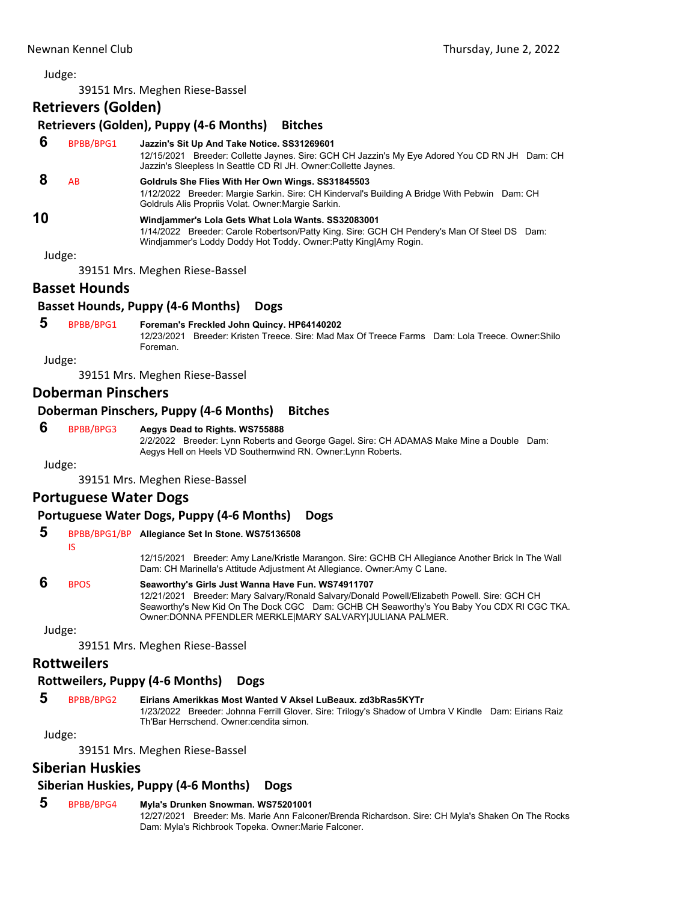Judge:

39151 Mrs. Meghen Riese-Bassel

## Retrievers (Golden)

### Retrievers (Golden), Puppy (4-6 Months) Bitches

**6** BPBB/BPG1 **Jazzin's Sit Up And Take Notice. SS31269601**
12/15/2021 Breeder: Collette Jaynes. Sire: GCH CH Jazzin's My Eye Adored You CD RN JH Dam: CH Jazzin's Sleepless In Seattle CD RI JH. Owner:Collette Jaynes.

**8** AB **Goldruls She Flies With Her Own Wings. SS31845503**
1/12/2022 Breeder: Margie Sarkin. Sire: CH Kinderval's Building A Bridge With Pebwin Dam: CH Goldruls Alis Propriis Volat. Owner:Margie Sarkin.

**10** **Windjammer's Lola Gets What Lola Wants. SS32083001**
1/14/2022 Breeder: Carole Robertson/Patty King. Sire: GCH CH Pendery's Man Of Steel DS Dam: Windjammer's Loddy Doddy Hot Toddy. Owner:Patty King|Amy Rogin.

Judge:

39151 Mrs. Meghen Riese-Bassel

## Basset Hounds

### Basset Hounds, Puppy (4-6 Months) Dogs

**5** BPBB/BPG1 **Foreman's Freckled John Quincy. HP64140202**
12/23/2021 Breeder: Kristen Treece. Sire: Mad Max Of Treece Farms Dam: Lola Treece. Owner:Shilo Foreman.

Judge:

39151 Mrs. Meghen Riese-Bassel

## Doberman Pinschers

### Doberman Pinschers, Puppy (4-6 Months) Bitches

**6** BPBB/BPG3 **Aegys Dead to Rights. WS755888**
2/2/2022 Breeder: Lynn Roberts and George Gagel. Sire: CH ADAMAS Make Mine a Double Dam: Aegys Hell on Heels VD Southernwind RN. Owner:Lynn Roberts.

Judge:

39151 Mrs. Meghen Riese-Bassel

## Portuguese Water Dogs

### Portuguese Water Dogs, Puppy (4-6 Months) Dogs

**5** BPBB/BPG1/BPIS **Allegiance Set In Stone. WS75136508**
12/15/2021 Breeder: Amy Lane/Kristle Marangon. Sire: GCHB CH Allegiance Another Brick In The Wall Dam: CH Marinella's Attitude Adjustment At Allegiance. Owner:Amy C Lane.

**6** BPOS **Seaworthy's Girls Just Wanna Have Fun. WS74911707**
12/21/2021 Breeder: Mary Salvary/Ronald Salvary/Donald Powell/Elizabeth Powell. Sire: GCH CH Seaworthy's New Kid On The Dock CGC Dam: GCHB CH Seaworthy's You Baby You CDX RI CGC TKA. Owner:DONNA PFENDLER MERKLE|MARY SALVARY|JULIANA PALMER.

Judge:

39151 Mrs. Meghen Riese-Bassel

## Rottweilers

### Rottweilers, Puppy (4-6 Months) Dogs

**5** BPBB/BPG2 **Eirians Amerikkas Most Wanted V Aksel LuBeaux. zd3bRas5KYTr**
1/23/2022 Breeder: Johnna Ferrill Glover. Sire: Trilogy's Shadow of Umbra V Kindle Dam: Eirians Raiz Th'Bar Herrschend. Owner:cendita simon.

Judge:

39151 Mrs. Meghen Riese-Bassel

## Siberian Huskies

### Siberian Huskies, Puppy (4-6 Months) Dogs

**5** BPBB/BPG4 **Myla's Drunken Snowman. WS75201001**
12/27/2021 Breeder: Ms. Marie Ann Falconer/Brenda Richardson. Sire: CH Myla's Shaken On The Rocks Dam: Myla's Richbrook Topeka. Owner:Marie Falconer.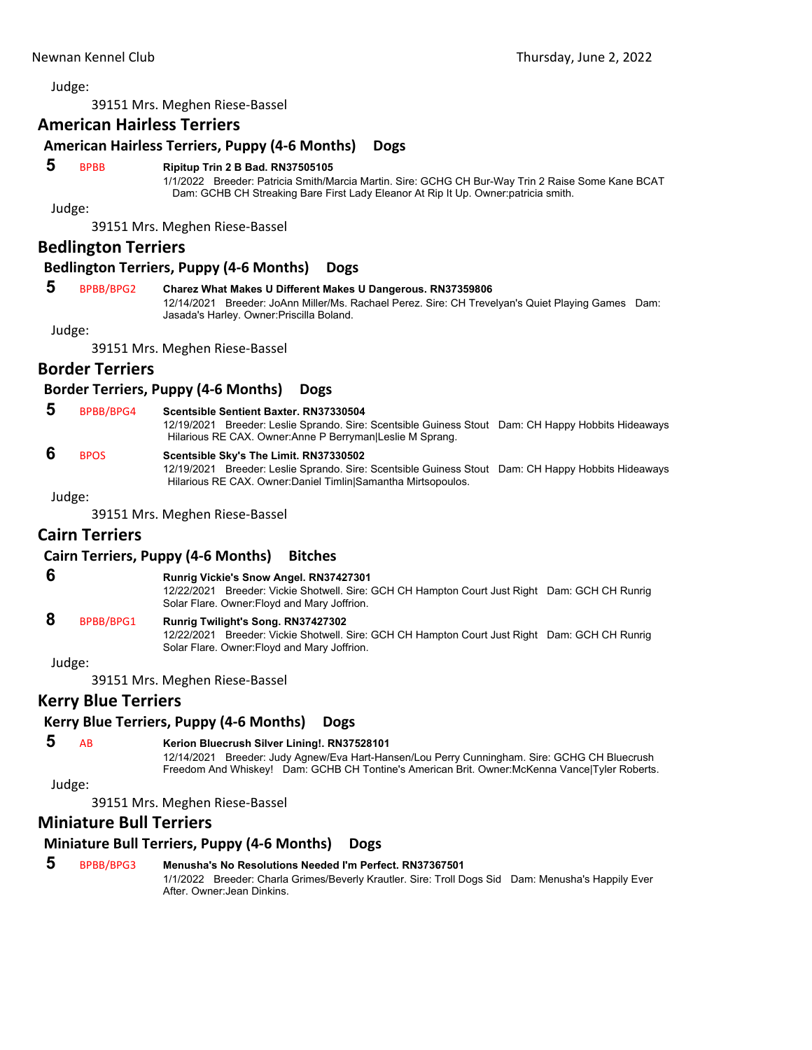Judge:

39151 Mrs. Meghen Riese-Bassel

## American Hairless Terriers

### American Hairless Terriers, Puppy (4-6 Months) Dogs

**5** BPBB **Ripitup Trin 2 B Bad. RN37505105**
1/1/2022 Breeder: Patricia Smith/Marcia Martin. Sire: GCHG CH Bur-Way Trin 2 Raise Some Kane BCAT Dam: GCHB CH Streaking Bare First Lady Eleanor At Rip It Up. Owner:patricia smith.

Judge:

39151 Mrs. Meghen Riese-Bassel

## Bedlington Terriers

### Bedlington Terriers, Puppy (4-6 Months) Dogs

**5** BPBB/BPG2 **Charez What Makes U Different Makes U Dangerous. RN37359806**
12/14/2021 Breeder: JoAnn Miller/Ms. Rachael Perez. Sire: CH Trevelyan's Quiet Playing Games Dam: Jasada's Harley. Owner:Priscilla Boland.

Judge:

39151 Mrs. Meghen Riese-Bassel

## Border Terriers

### Border Terriers, Puppy (4-6 Months) Dogs

**5** BPBB/BPG4 **Scentsible Sentient Baxter. RN37330504**
12/19/2021 Breeder: Leslie Sprando. Sire: Scentsible Guiness Stout Dam: CH Happy Hobbits Hideaways Hilarious RE CAX. Owner:Anne P Berryman|Leslie M Sprang.

**6** BPOS **Scentsible Sky's The Limit. RN37330502**
12/19/2021 Breeder: Leslie Sprando. Sire: Scentsible Guiness Stout Dam: CH Happy Hobbits Hideaways Hilarious RE CAX. Owner:Daniel Timlin|Samantha Mirtsopoulos.

Judge:

39151 Mrs. Meghen Riese-Bassel

## Cairn Terriers

### Cairn Terriers, Puppy (4-6 Months) Bitches

**6** **Runrig Vickie's Snow Angel. RN37427301**
12/22/2021 Breeder: Vickie Shotwell. Sire: GCH CH Hampton Court Just Right Dam: GCH CH Runrig Solar Flare. Owner:Floyd and Mary Joffrion.

**8** BPBB/BPG1 **Runrig Twilight's Song. RN37427302**
12/22/2021 Breeder: Vickie Shotwell. Sire: GCH CH Hampton Court Just Right Dam: GCH CH Runrig Solar Flare. Owner:Floyd and Mary Joffrion.

Judge:

39151 Mrs. Meghen Riese-Bassel

## Kerry Blue Terriers

### Kerry Blue Terriers, Puppy (4-6 Months) Dogs

**5** AB **Kerion Bluecrush Silver Lining!. RN37528101**
12/14/2021 Breeder: Judy Agnew/Eva Hart-Hansen/Lou Perry Cunningham. Sire: GCHG CH Bluecrush Freedom And Whiskey! Dam: GCHB CH Tontine's American Brit. Owner:McKenna Vance|Tyler Roberts.

Judge:

39151 Mrs. Meghen Riese-Bassel

## Miniature Bull Terriers

### Miniature Bull Terriers, Puppy (4-6 Months) Dogs

**5** BPBB/BPG3 **Menusha's No Resolutions Needed I'm Perfect. RN37367501**
1/1/2022 Breeder: Charla Grimes/Beverly Krautler. Sire: Troll Dogs Sid Dam: Menusha's Happily Ever After. Owner:Jean Dinkins.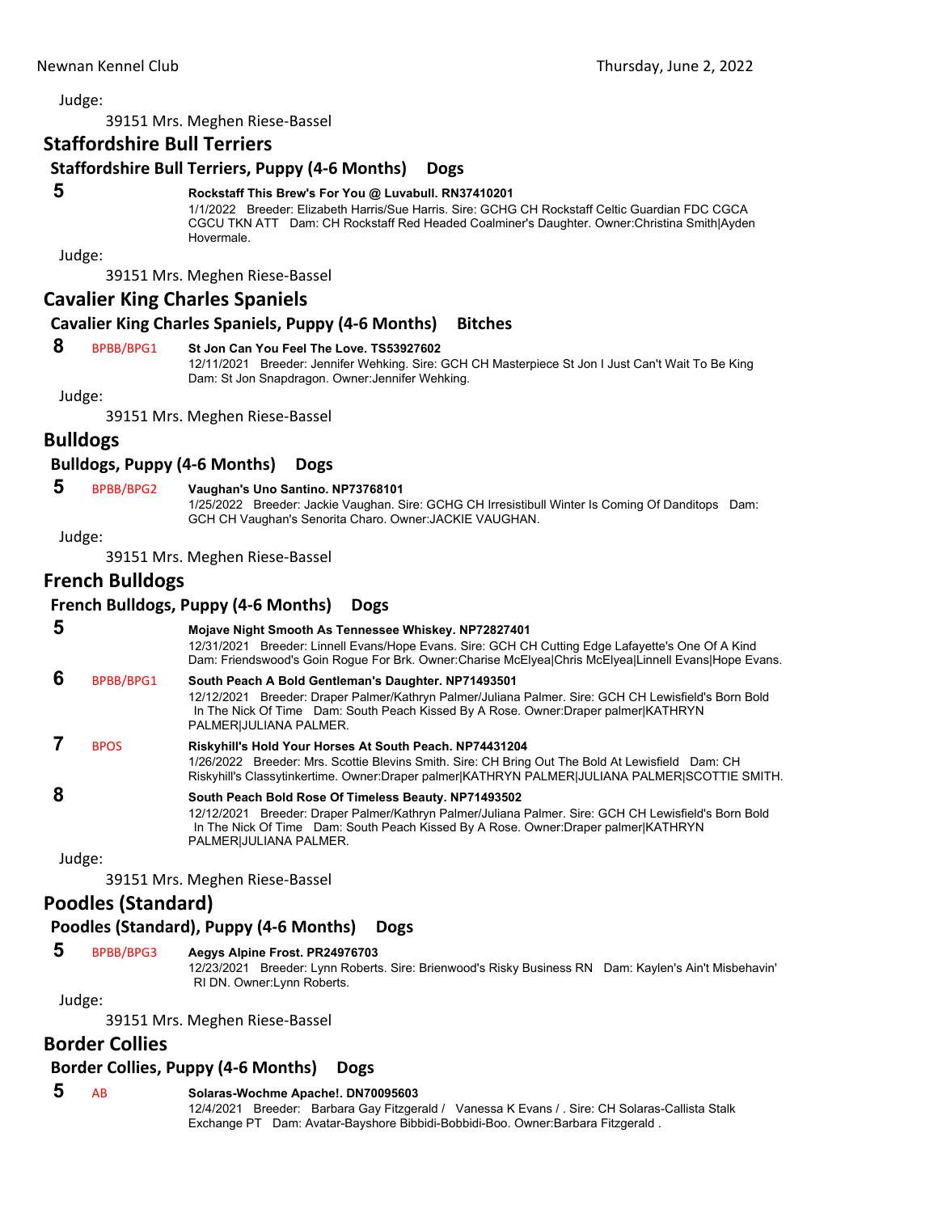Judge:

39151 Mrs. Meghen Riese-Bassel

## Staffordshire Bull Terriers

### Staffordshire Bull Terriers, Puppy (4-6 Months) Dogs

**5** **Rockstaff This Brew's For You @ Luvabull. RN37410201**
1/1/2022 Breeder: Elizabeth Harris/Sue Harris. Sire: GCHG CH Rockstaff Celtic Guardian FDC CGCA CGCU TKN ATT Dam: CH Rockstaff Red Headed Coalminer's Daughter. Owner:Christina Smith|Ayden Hovermale.

Judge:

39151 Mrs. Meghen Riese-Bassel

## Cavalier King Charles Spaniels

### Cavalier King Charles Spaniels, Puppy (4-6 Months) Bitches

**8** BPBB/BPG1 **St Jon Can You Feel The Love. TS53927602**
12/11/2021 Breeder: Jennifer Wehking. Sire: GCH CH Masterpiece St Jon I Just Can't Wait To Be King Dam: St Jon Snapdragon. Owner:Jennifer Wehking.

Judge:

39151 Mrs. Meghen Riese-Bassel

## Bulldogs

### Bulldogs, Puppy (4-6 Months) Dogs

**5** BPBB/BPG2 **Vaughan's Uno Santino. NP73768101**
1/25/2022 Breeder: Jackie Vaughan. Sire: GCHG CH Irresistibull Winter Is Coming Of Danditops Dam: GCH CH Vaughan's Senorita Charo. Owner:JACKIE VAUGHAN.

Judge:

39151 Mrs. Meghen Riese-Bassel

## French Bulldogs

### French Bulldogs, Puppy (4-6 Months) Dogs

**5** **Mojave Night Smooth As Tennessee Whiskey. NP72827401**
12/31/2021 Breeder: Linnell Evans/Hope Evans. Sire: GCH CH Cutting Edge Lafayette's One Of A Kind Dam: Friendswood's Goin Rogue For Brk. Owner:Charise McElyea|Chris McElyea|Linnell Evans|Hope Evans.

**6** BPBB/BPG1 **South Peach A Bold Gentleman's Daughter. NP71493501**
12/12/2021 Breeder: Draper Palmer/Kathryn Palmer/Juliana Palmer. Sire: GCH CH Lewisfield's Born Bold In The Nick Of Time Dam: South Peach Kissed By A Rose. Owner:Draper palmer|KATHRYN PALMER|JULIANA PALMER.

**7** BPOS **Riskyhill's Hold Your Horses At South Peach. NP74431204**
1/26/2022 Breeder: Mrs. Scottie Blevins Smith. Sire: CH Bring Out The Bold At Lewisfield Dam: CH Riskyhill's Classytinkertime. Owner:Draper palmer|KATHRYN PALMER|JULIANA PALMER|SCOTTIE SMITH.

**8** **South Peach Bold Rose Of Timeless Beauty. NP71493502**
12/12/2021 Breeder: Draper Palmer/Kathryn Palmer/Juliana Palmer. Sire: GCH CH Lewisfield's Born Bold In The Nick Of Time Dam: South Peach Kissed By A Rose. Owner:Draper palmer|KATHRYN PALMER|JULIANA PALMER.

Judge:

39151 Mrs. Meghen Riese-Bassel

## Poodles (Standard)

### Poodles (Standard), Puppy (4-6 Months) Dogs

**5** BPBB/BPG3 **Aegys Alpine Frost. PR24976703**
12/23/2021 Breeder: Lynn Roberts. Sire: Brienwood's Risky Business RN Dam: Kaylen's Ain't Misbehavin' RI DN. Owner:Lynn Roberts.

Judge:

39151 Mrs. Meghen Riese-Bassel

## Border Collies

### Border Collies, Puppy (4-6 Months) Dogs

**5** AB **Solaras-Wochme Apache!. DN70095603**
12/4/2021 Breeder: Barbara Gay Fitzgerald / Vanessa K Evans / . Sire: CH Solaras-Callista Stalk Exchange PT Dam: Avatar-Bayshore Bibbidi-Bobbidi-Boo. Owner:Barbara Fitzgerald .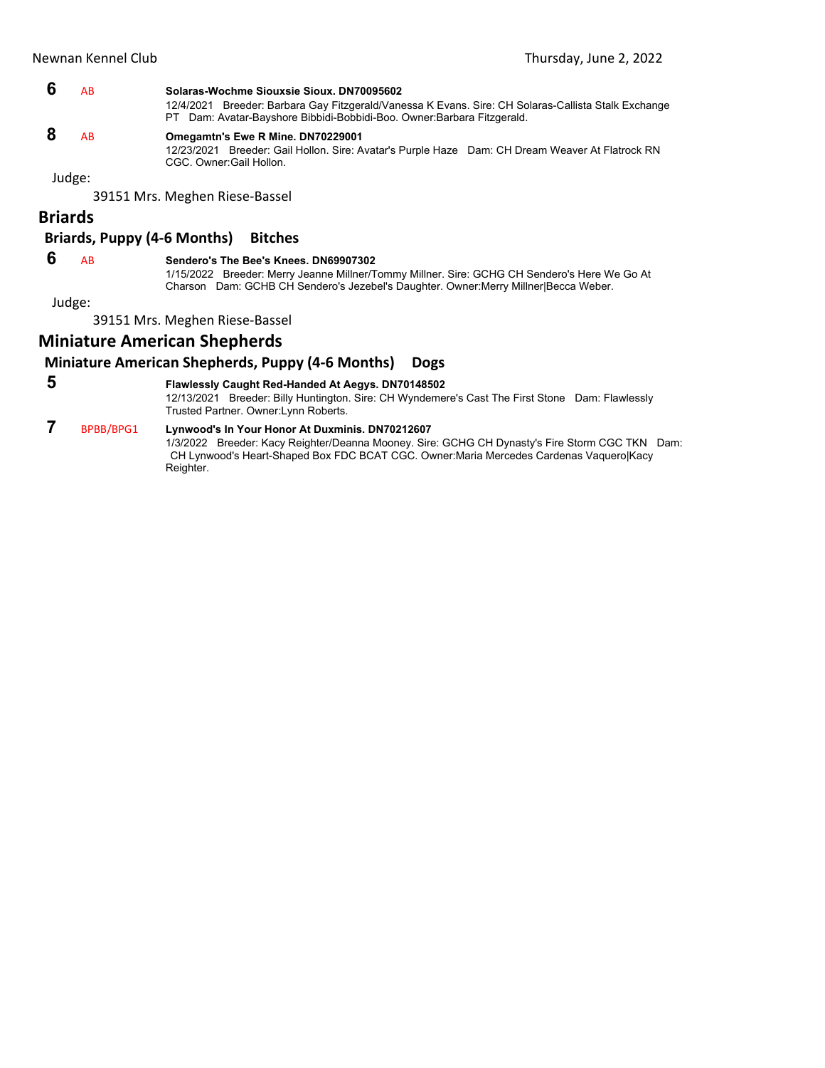**6** AB **Solaras-Wochme Siouxsie Sioux. DN70095602**
12/4/2021 Breeder: Barbara Gay Fitzgerald/Vanessa K Evans. Sire: CH Solaras-Callista Stalk Exchange PT Dam: Avatar-Bayshore Bibbidi-Bobbidi-Boo. Owner:Barbara Fitzgerald.

**8** AB **Omegamtn's Ewe R Mine. DN70229001**
12/23/2021 Breeder: Gail Hollon. Sire: Avatar's Purple Haze Dam: CH Dream Weaver At Flatrock RN CGC. Owner:Gail Hollon.

Judge:

39151 Mrs. Meghen Riese-Bassel

## Briards

### Briards, Puppy (4-6 Months) Bitches

**6** AB **Sendero's The Bee's Knees. DN69907302**
1/15/2022 Breeder: Merry Jeanne Millner/Tommy Millner. Sire: GCHG CH Sendero's Here We Go At Charson Dam: GCHB CH Sendero's Jezebel's Daughter. Owner:Merry Millner|Becca Weber.

Judge:

39151 Mrs. Meghen Riese-Bassel

## Miniature American Shepherds

### Miniature American Shepherds, Puppy (4-6 Months) Dogs

**5** **Flawlessly Caught Red-Handed At Aegys. DN70148502**
12/13/2021 Breeder: Billy Huntington. Sire: CH Wyndemere's Cast The First Stone Dam: Flawlessly Trusted Partner. Owner:Lynn Roberts.

**7** BPBB/BPG1 **Lynwood's In Your Honor At Duxminis. DN70212607**
1/3/2022 Breeder: Kacy Reighter/Deanna Mooney. Sire: GCHG CH Dynasty's Fire Storm CGC TKN Dam: CH Lynwood's Heart-Shaped Box FDC BCAT CGC. Owner:Maria Mercedes Cardenas Vaquero|Kacy Reighter.